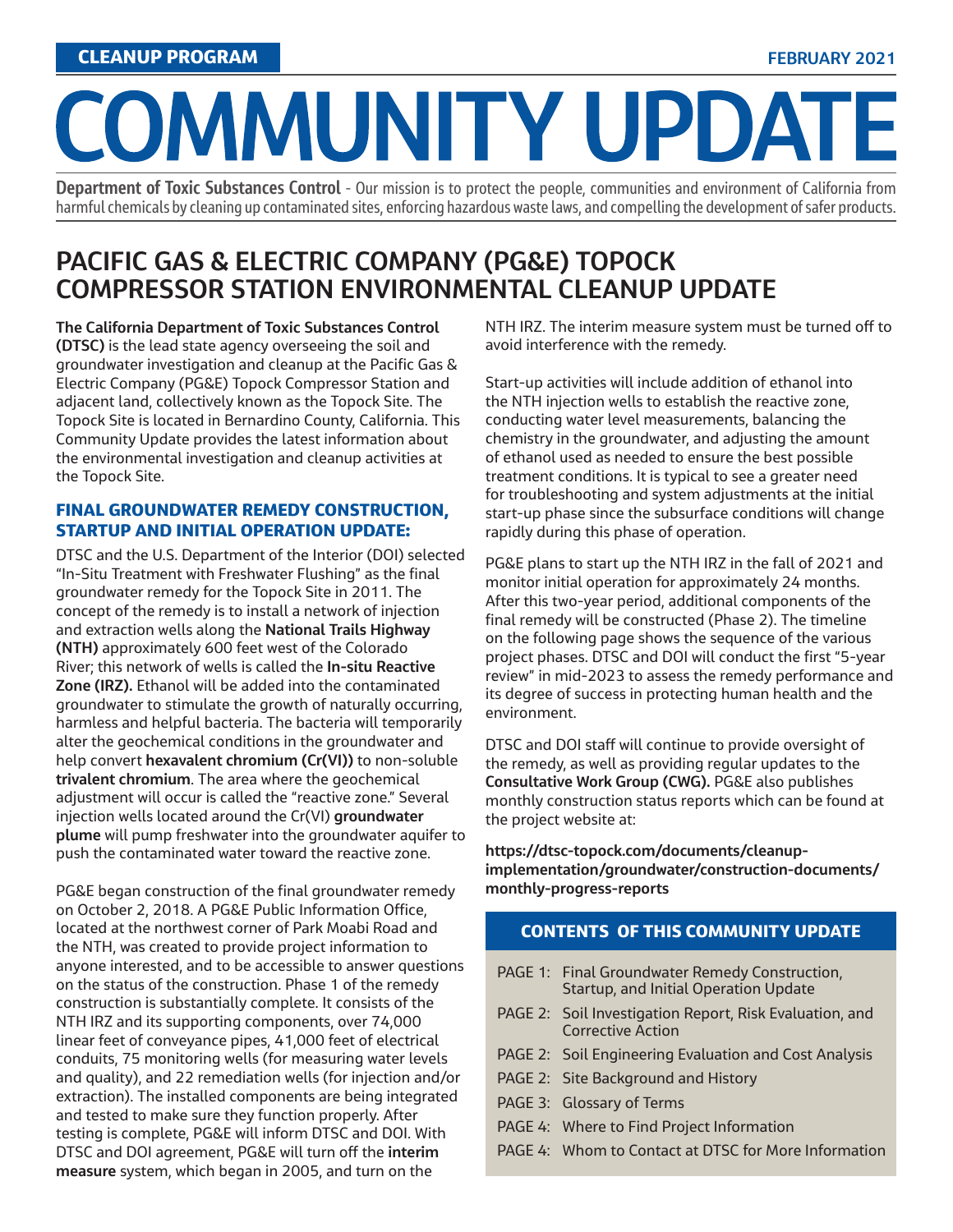CLEANUP PROGRAM | FEBRUARY 2021

# COMMUNITY UPDATE

**Department of Toxic Substances Control** - Our mission is to protect the people, communities and environment of California from harmful chemicals by cleaning up contaminated sites, enforcing hazardous waste laws, and compelling the development of safer products.

## PACIFIC GAS & ELECTRIC COMPANY (PG&E) TOPOCK COMPRESSOR STATION ENVIRONMENTAL CLEANUP UPDATE

**The California Department of Toxic Substances Control (DTSC)** is the lead state agency overseeing the soil and groundwater investigation and cleanup at the Pacific Gas & Electric Company (PG&E) Topock Compressor Station and adjacent land, collectively known as the Topock Site. The Topock Site is located in Bernardino County, California. This Community Update provides the latest information about the environmental investigation and cleanup activities at the Topock Site.

### FINAL GROUNDWATER REMEDY CONSTRUCTION, STARTUP AND INITIAL OPERATION UPDATE:

DTSC and the U.S. Department of the Interior (DOI) selected "In-Situ Treatment with Freshwater Flushing" as the final groundwater remedy for the Topock Site in 2011. The concept of the remedy is to install a network of injection and extraction wells along the **National Trails Highway (NTH)** approximately 600 feet west of the Colorado River; this network of wells is called the **In-situ Reactive Zone (IRZ).** Ethanol will be added into the contaminated groundwater to stimulate the growth of naturally occurring, harmless and helpful bacteria. The bacteria will temporarily alter the geochemical conditions in the groundwater and help convert **hexavalent chromium (Cr(VI))** to non-soluble **trivalent chromium**. The area where the geochemical adjustment will occur is called the "reactive zone." Several injection wells located around the Cr(VI) **groundwater plume** will pump freshwater into the groundwater aquifer to push the contaminated water toward the reactive zone.

PG&E began construction of the final groundwater remedy on October 2, 2018. A PG&E Public Information Office, located at the northwest corner of Park Moabi Road and the NTH, was created to provide project information to anyone interested, and to be accessible to answer questions on the status of the construction. Phase 1 of the remedy construction is substantially complete. It consists of the NTH IRZ and its supporting components, over 74,000 linear feet of conveyance pipes, 41,000 feet of electrical conduits, 75 monitoring wells (for measuring water levels and quality), and 22 remediation wells (for injection and/or extraction). The installed components are being integrated and tested to make sure they function properly. After testing is complete, PG&E will inform DTSC and DOI. With DTSC and DOI agreement, PG&E will turn off the **interim measure** system, which began in 2005, and turn on the NTH IRZ. The interim measure system must be turned off to avoid interference with the remedy.

Start-up activities will include addition of ethanol into the NTH injection wells to establish the reactive zone, conducting water level measurements, balancing the chemistry in the groundwater, and adjusting the amount of ethanol used as needed to ensure the best possible treatment conditions. It is typical to see a greater need for troubleshooting and system adjustments at the initial start-up phase since the subsurface conditions will change rapidly during this phase of operation.

PG&E plans to start up the NTH IRZ in the fall of 2021 and monitor initial operation for approximately 24 months. After this two-year period, additional components of the final remedy will be constructed (Phase 2). The timeline on the following page shows the sequence of the various project phases. DTSC and DOI will conduct the first "5-year review" in mid-2023 to assess the remedy performance and its degree of success in protecting human health and the environment.

DTSC and DOI staff will continue to provide oversight of the remedy, as well as providing regular updates to the **Consultative Work Group (CWG).** PG&E also publishes monthly construction status reports which can be found at the project website at:

**https://dtsc-topock.com/documents/cleanup-implementation/groundwater/construction-documents/monthly-progress-reports**

### CONTENTS OF THIS COMMUNITY UPDATE

- PAGE 1: Final Groundwater Remedy Construction, Startup, and Initial Operation Update
- PAGE 2: Soil Investigation Report, Risk Evaluation, and Corrective Action
- PAGE 2: Soil Engineering Evaluation and Cost Analysis
- PAGE 2: Site Background and History
- PAGE 3: Glossary of Terms
- PAGE 4: Where to Find Project Information
- PAGE 4: Whom to Contact at DTSC for More Information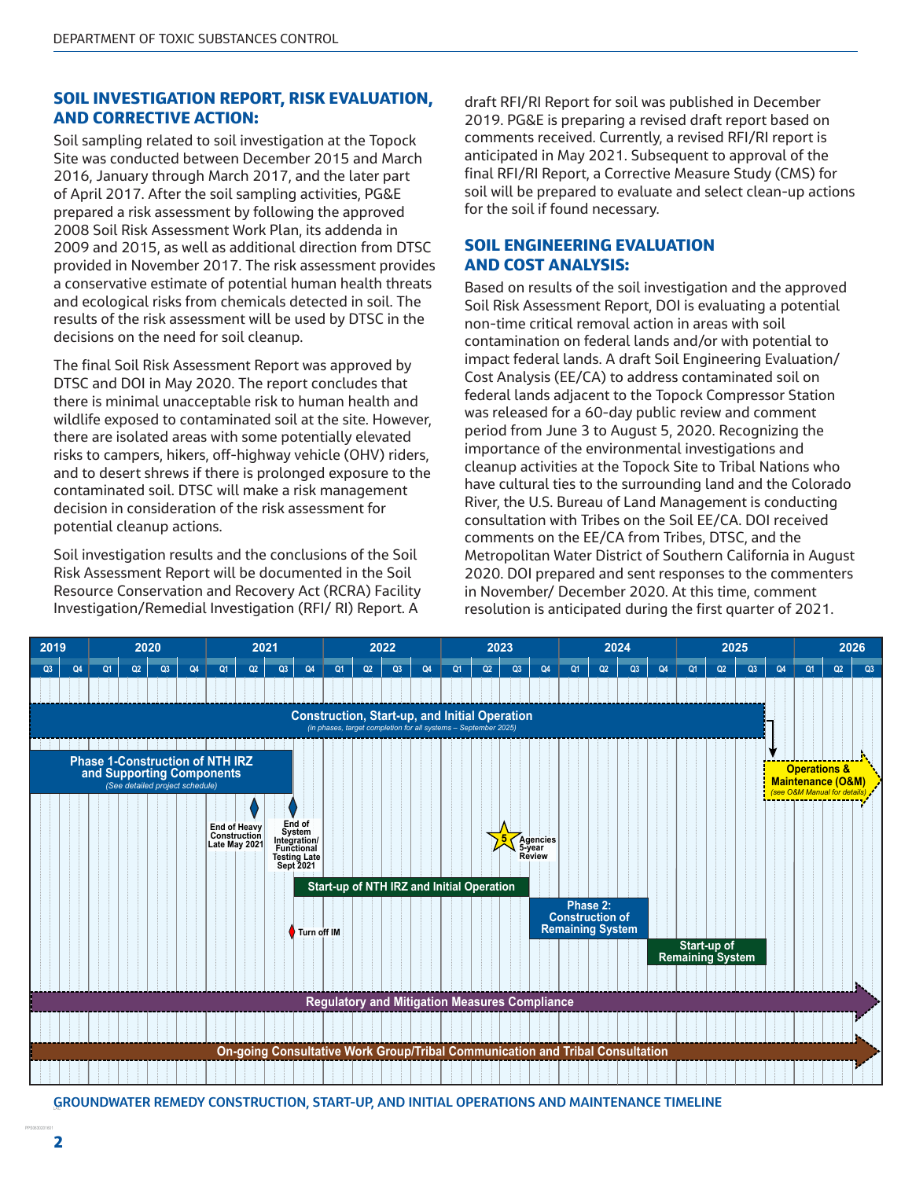## SOIL INVESTIGATION REPORT, RISK EVALUATION, AND CORRECTIVE ACTION:

Soil sampling related to soil investigation at the Topock Site was conducted between December 2015 and March 2016, January through March 2017, and the later part of April 2017. After the soil sampling activities, PG&E prepared a risk assessment by following the approved 2008 Soil Risk Assessment Work Plan, its addenda in 2009 and 2015, as well as additional direction from DTSC provided in November 2017. The risk assessment provides a conservative estimate of potential human health threats and ecological risks from chemicals detected in soil. The results of the risk assessment will be used by DTSC in the decisions on the need for soil cleanup.

The final Soil Risk Assessment Report was approved by DTSC and DOI in May 2020. The report concludes that there is minimal unacceptable risk to human health and wildlife exposed to contaminated soil at the site. However, there are isolated areas with some potentially elevated risks to campers, hikers, off-highway vehicle (OHV) riders, and to desert shrews if there is prolonged exposure to the contaminated soil. DTSC will make a risk management decision in consideration of the risk assessment for potential cleanup actions.

Soil investigation results and the conclusions of the Soil Risk Assessment Report will be documented in the Soil Resource Conservation and Recovery Act (RCRA) Facility Investigation/Remedial Investigation (RFI/ RI) Report. A draft RFI/RI Report for soil was published in December 2019. PG&E is preparing a revised draft report based on comments received. Currently, a revised RFI/RI report is anticipated in May 2021. Subsequent to approval of the final RFI/RI Report, a Corrective Measure Study (CMS) for soil will be prepared to evaluate and select clean-up actions for the soil if found necessary.

## SOIL ENGINEERING EVALUATION AND COST ANALYSIS:

Based on results of the soil investigation and the approved Soil Risk Assessment Report, DOI is evaluating a potential non-time critical removal action in areas with soil contamination on federal lands and/or with potential to impact federal lands. A draft Soil Engineering Evaluation/ Cost Analysis (EE/CA) to address contaminated soil on federal lands adjacent to the Topock Compressor Station was released for a 60-day public review and comment period from June 3 to August 5, 2020. Recognizing the importance of the environmental investigations and cleanup activities at the Topock Site to Tribal Nations who have cultural ties to the surrounding land and the Colorado River, the U.S. Bureau of Land Management is conducting consultation with Tribes on the Soil EE/CA. DOI received comments on the EE/CA from Tribes, DTSC, and the Metropolitan Water District of Southern California in August 2020. DOI prepared and sent responses to the commenters in November/ December 2020. At this time, comment resolution is anticipated during the first quarter of 2021.

| Activity / Milestone | Timing |
|---|---|
| Construction, Start-up, and Initial Operation (in phases, target completion for all systems – September 2025) | 2019 Q3 – 2025 Q3 |
| Phase 1-Construction of NTH IRZ and Supporting Components (See detailed project schedule) | 2019 Q3 – 2021 Q2 |
| End of Heavy Construction | Late May 2021 |
| End of System Integration/ Functional Testing | Late Sept 2021 |
| Turn off IM | 2021 Q3/Q4 |
| Start-up of NTH IRZ and Initial Operation | 2021 Q4 – 2023 Q3 |
| Agencies 5-year Review | 2023 Q3 |
| Phase 2: Construction of Remaining System | 2023 Q4 – 2024 Q3 |
| Start-up of Remaining System | 2024 Q4 – 2025 Q3 |
| Operations & Maintenance (O&M) (see O&M Manual for details) | 2025 Q4 onward |
| Regulatory and Mitigation Measures Compliance | On-going |
| On-going Consultative Work Group/Tribal Communication and Tribal Consultation | On-going |

GROUNDWATER REMEDY CONSTRUCTION, START-UP, AND INITIAL OPERATIONS AND MAINTENANCE TIMELINE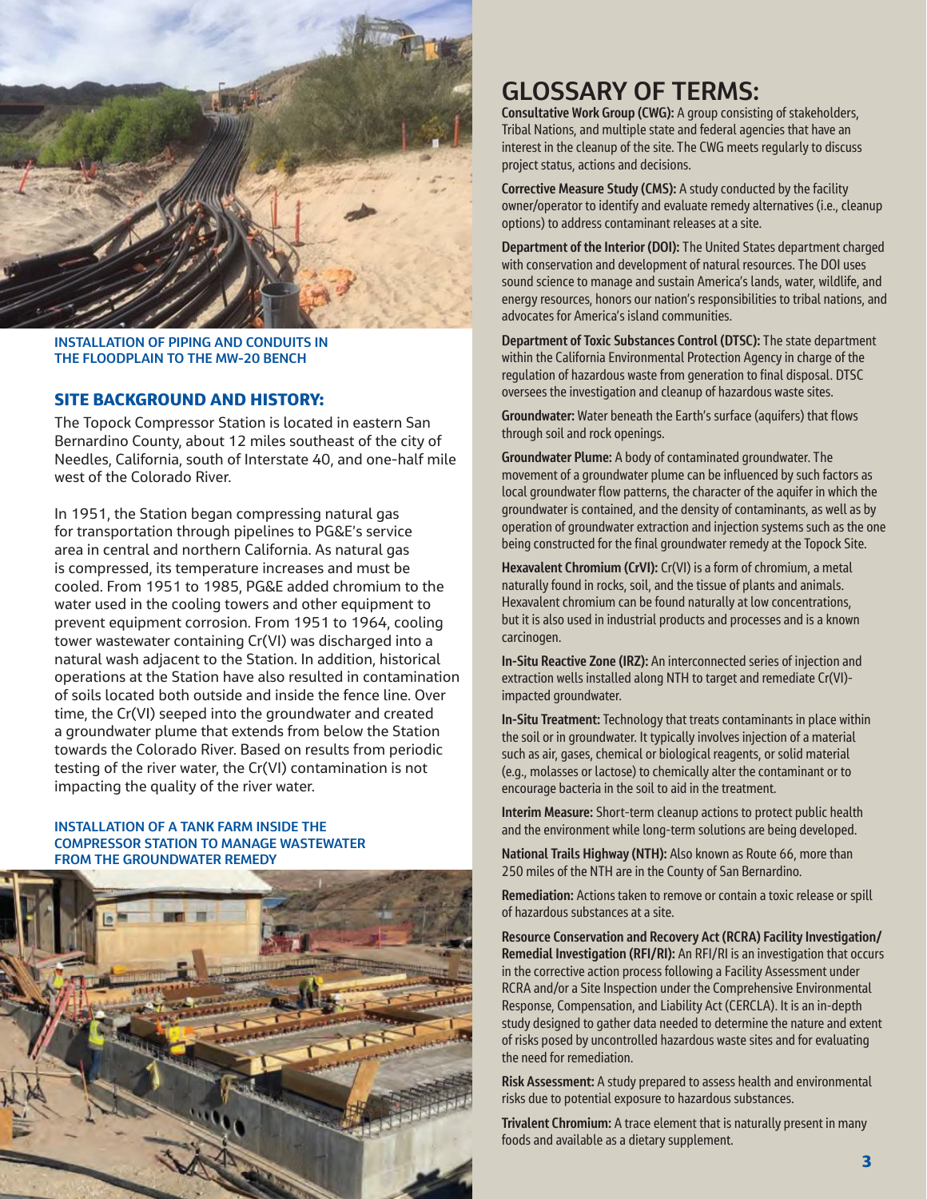INSTALLATION OF PIPING AND CONDUITS IN THE FLOODPLAIN TO THE MW-20 BENCH

## SITE BACKGROUND AND HISTORY:

The Topock Compressor Station is located in eastern San Bernardino County, about 12 miles southeast of the city of Needles, California, south of Interstate 40, and one-half mile west of the Colorado River.

In 1951, the Station began compressing natural gas for transportation through pipelines to PG&E's service area in central and northern California. As natural gas is compressed, its temperature increases and must be cooled. From 1951 to 1985, PG&E added chromium to the water used in the cooling towers and other equipment to prevent equipment corrosion. From 1951 to 1964, cooling tower wastewater containing Cr(VI) was discharged into a natural wash adjacent to the Station. In addition, historical operations at the Station have also resulted in contamination of soils located both outside and inside the fence line. Over time, the Cr(VI) seeped into the groundwater and created a groundwater plume that extends from below the Station towards the Colorado River. Based on results from periodic testing of the river water, the Cr(VI) contamination is not impacting the quality of the river water.

INSTALLATION OF A TANK FARM INSIDE THE COMPRESSOR STATION TO MANAGE WASTEWATER FROM THE GROUNDWATER REMEDY

# GLOSSARY OF TERMS:

**Consultative Work Group (CWG):** A group consisting of stakeholders, Tribal Nations, and multiple state and federal agencies that have an interest in the cleanup of the site. The CWG meets regularly to discuss project status, actions and decisions.

**Corrective Measure Study (CMS):** A study conducted by the facility owner/operator to identify and evaluate remedy alternatives (i.e., cleanup options) to address contaminant releases at a site.

**Department of the Interior (DOI):** The United States department charged with conservation and development of natural resources. The DOI uses sound science to manage and sustain America's lands, water, wildlife, and energy resources, honors our nation's responsibilities to tribal nations, and advocates for America's island communities.

**Department of Toxic Substances Control (DTSC):** The state department within the California Environmental Protection Agency in charge of the regulation of hazardous waste from generation to final disposal. DTSC oversees the investigation and cleanup of hazardous waste sites.

**Groundwater:** Water beneath the Earth's surface (aquifers) that flows through soil and rock openings.

**Groundwater Plume:** A body of contaminated groundwater. The movement of a groundwater plume can be influenced by such factors as local groundwater flow patterns, the character of the aquifer in which the groundwater is contained, and the density of contaminants, as well as by operation of groundwater extraction and injection systems such as the one being constructed for the final groundwater remedy at the Topock Site.

**Hexavalent Chromium (CrVI):** Cr(VI) is a form of chromium, a metal naturally found in rocks, soil, and the tissue of plants and animals. Hexavalent chromium can be found naturally at low concentrations, but it is also used in industrial products and processes and is a known carcinogen.

**In-Situ Reactive Zone (IRZ):** An interconnected series of injection and extraction wells installed along NTH to target and remediate Cr(VI)-impacted groundwater.

**In-Situ Treatment:** Technology that treats contaminants in place within the soil or in groundwater. It typically involves injection of a material such as air, gases, chemical or biological reagents, or solid material (e.g., molasses or lactose) to chemically alter the contaminant or to encourage bacteria in the soil to aid in the treatment.

**Interim Measure:** Short-term cleanup actions to protect public health and the environment while long-term solutions are being developed.

**National Trails Highway (NTH):** Also known as Route 66, more than 250 miles of the NTH are in the County of San Bernardino.

**Remediation:** Actions taken to remove or contain a toxic release or spill of hazardous substances at a site.

**Resource Conservation and Recovery Act (RCRA) Facility Investigation/Remedial Investigation (RFI/RI):** An RFI/RI is an investigation that occurs in the corrective action process following a Facility Assessment under RCRA and/or a Site Inspection under the Comprehensive Environmental Response, Compensation, and Liability Act (CERCLA). It is an in-depth study designed to gather data needed to determine the nature and extent of risks posed by uncontrolled hazardous waste sites and for evaluating the need for remediation.

**Risk Assessment:** A study prepared to assess health and environmental risks due to potential exposure to hazardous substances.

**Trivalent Chromium:** A trace element that is naturally present in many foods and available as a dietary supplement.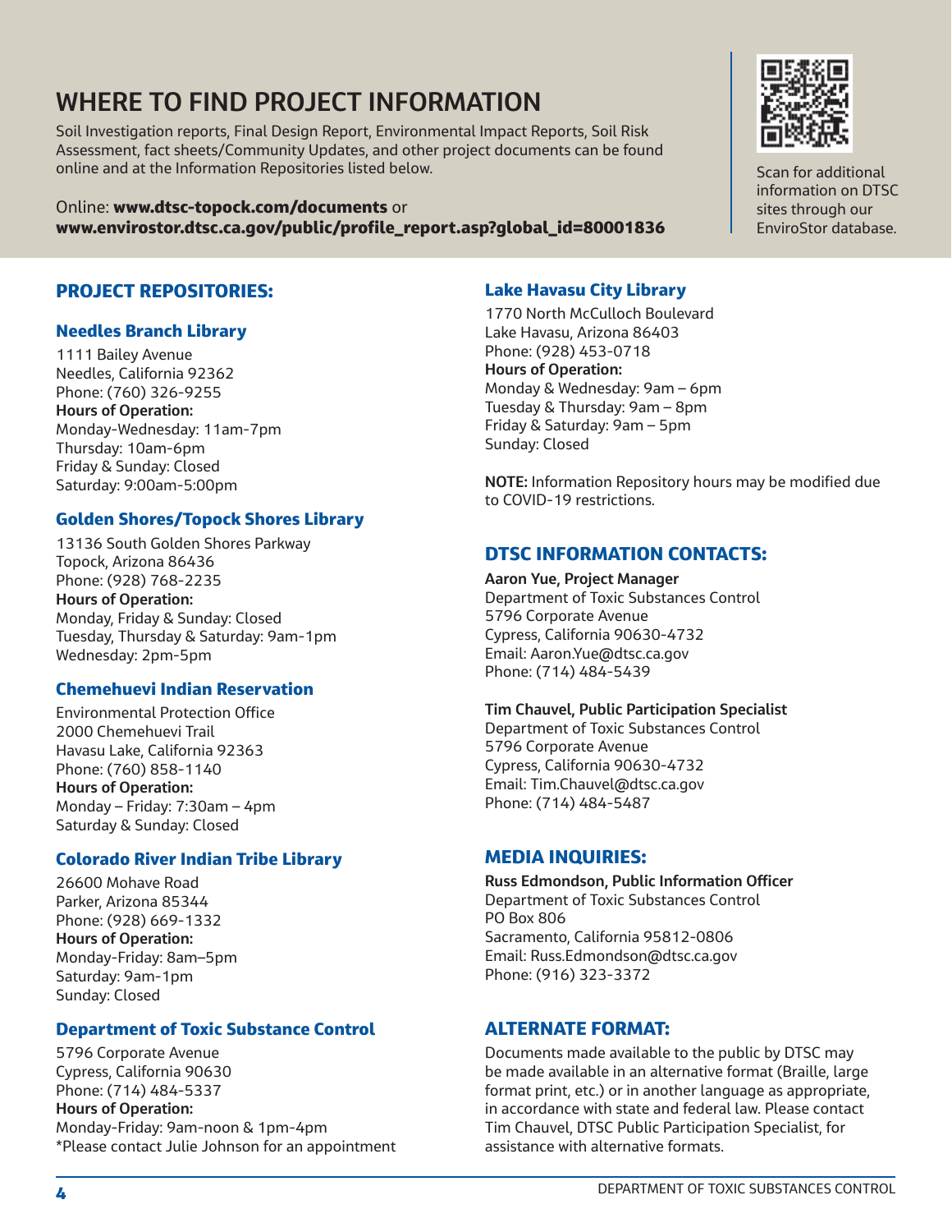# WHERE TO FIND PROJECT INFORMATION

Soil Investigation reports, Final Design Report, Environmental Impact Reports, Soil Risk Assessment, fact sheets/Community Updates, and other project documents can be found online and at the Information Repositories listed below.

Online: **www.dtsc-topock.com/documents** or **www.envirostor.dtsc.ca.gov/public/profile_report.asp?global_id=80001836**

Scan for additional information on DTSC sites through our EnviroStor database.

## PROJECT REPOSITORIES:

### Needles Branch Library

1111 Bailey Avenue
Needles, California 92362
Phone: (760) 326-9255
**Hours of Operation:**
Monday-Wednesday: 11am-7pm
Thursday: 10am-6pm
Friday & Sunday: Closed
Saturday: 9:00am-5:00pm

### Golden Shores/Topock Shores Library

13136 South Golden Shores Parkway
Topock, Arizona 86436
Phone: (928) 768-2235
**Hours of Operation:**
Monday, Friday & Sunday: Closed
Tuesday, Thursday & Saturday: 9am-1pm
Wednesday: 2pm-5pm

### Chemehuevi Indian Reservation

Environmental Protection Office
2000 Chemehuevi Trail
Havasu Lake, California 92363
Phone: (760) 858-1140
**Hours of Operation:**
Monday – Friday: 7:30am – 4pm
Saturday & Sunday: Closed

### Colorado River Indian Tribe Library

26600 Mohave Road
Parker, Arizona 85344
Phone: (928) 669-1332
**Hours of Operation:**
Monday-Friday: 8am–5pm
Saturday: 9am-1pm
Sunday: Closed

### Department of Toxic Substance Control

5796 Corporate Avenue
Cypress, California 90630
Phone: (714) 484-5337
**Hours of Operation:**
Monday-Friday: 9am-noon & 1pm-4pm
*Please contact Julie Johnson for an appointment

### Lake Havasu City Library

1770 North McCulloch Boulevard
Lake Havasu, Arizona 86403
Phone: (928) 453-0718
**Hours of Operation:**
Monday & Wednesday: 9am – 6pm
Tuesday & Thursday: 9am – 8pm
Friday & Saturday: 9am – 5pm
Sunday: Closed

**NOTE:** Information Repository hours may be modified due to COVID-19 restrictions.

## DTSC INFORMATION CONTACTS:

**Aaron Yue, Project Manager**
Department of Toxic Substances Control
5796 Corporate Avenue
Cypress, California 90630-4732
Email: Aaron.Yue@dtsc.ca.gov
Phone: (714) 484-5439

**Tim Chauvel, Public Participation Specialist**
Department of Toxic Substances Control
5796 Corporate Avenue
Cypress, California 90630-4732
Email: Tim.Chauvel@dtsc.ca.gov
Phone: (714) 484-5487

## MEDIA INQUIRIES:

**Russ Edmondson, Public Information Officer**
Department of Toxic Substances Control
PO Box 806
Sacramento, California 95812-0806
Email: Russ.Edmondson@dtsc.ca.gov
Phone: (916) 323-3372

## ALTERNATE FORMAT:

Documents made available to the public by DTSC may be made available in an alternative format (Braille, large format print, etc.) or in another language as appropriate, in accordance with state and federal law. Please contact Tim Chauvel, DTSC Public Participation Specialist, for assistance with alternative formats.